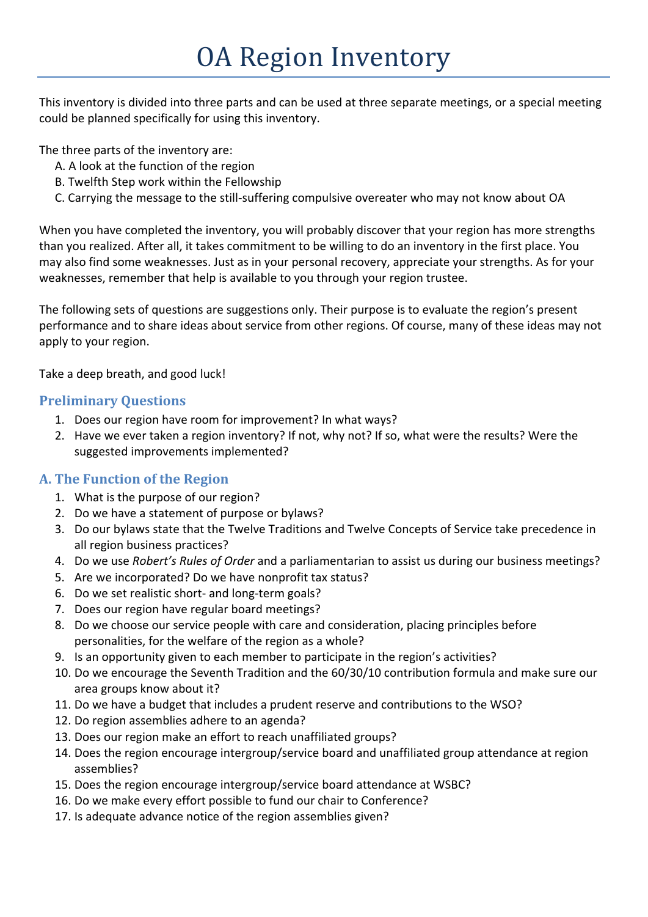# OA Region Inventory

This inventory is divided into three parts and can be used at three separate meetings, or a special meeting could be planned specifically for using this inventory.

The three parts of the inventory are:

A. A look at the function of the region
B. Twelfth Step work within the Fellowship
C. Carrying the message to the still-suffering compulsive overeater who may not know about OA

When you have completed the inventory, you will probably discover that your region has more strengths than you realized. After all, it takes commitment to be willing to do an inventory in the first place. You may also find some weaknesses. Just as in your personal recovery, appreciate your strengths. As for your weaknesses, remember that help is available to you through your region trustee.

The following sets of questions are suggestions only. Their purpose is to evaluate the region's present performance and to share ideas about service from other regions. Of course, many of these ideas may not apply to your region.

Take a deep breath, and good luck!

### Preliminary Questions

1. Does our region have room for improvement? In what ways?
2. Have we ever taken a region inventory? If not, why not? If so, what were the results? Were the suggested improvements implemented?

### A. The Function of the Region

1. What is the purpose of our region?
2. Do we have a statement of purpose or bylaws?
3. Do our bylaws state that the Twelve Traditions and Twelve Concepts of Service take precedence in all region business practices?
4. Do we use *Robert's Rules of Order* and a parliamentarian to assist us during our business meetings?
5. Are we incorporated? Do we have nonprofit tax status?
6. Do we set realistic short- and long-term goals?
7. Does our region have regular board meetings?
8. Do we choose our service people with care and consideration, placing principles before personalities, for the welfare of the region as a whole?
9. Is an opportunity given to each member to participate in the region's activities?
10. Do we encourage the Seventh Tradition and the 60/30/10 contribution formula and make sure our area groups know about it?
11. Do we have a budget that includes a prudent reserve and contributions to the WSO?
12. Do region assemblies adhere to an agenda?
13. Does our region make an effort to reach unaffiliated groups?
14. Does the region encourage intergroup/service board and unaffiliated group attendance at region assemblies?
15. Does the region encourage intergroup/service board attendance at WSBC?
16. Do we make every effort possible to fund our chair to Conference?
17. Is adequate advance notice of the region assemblies given?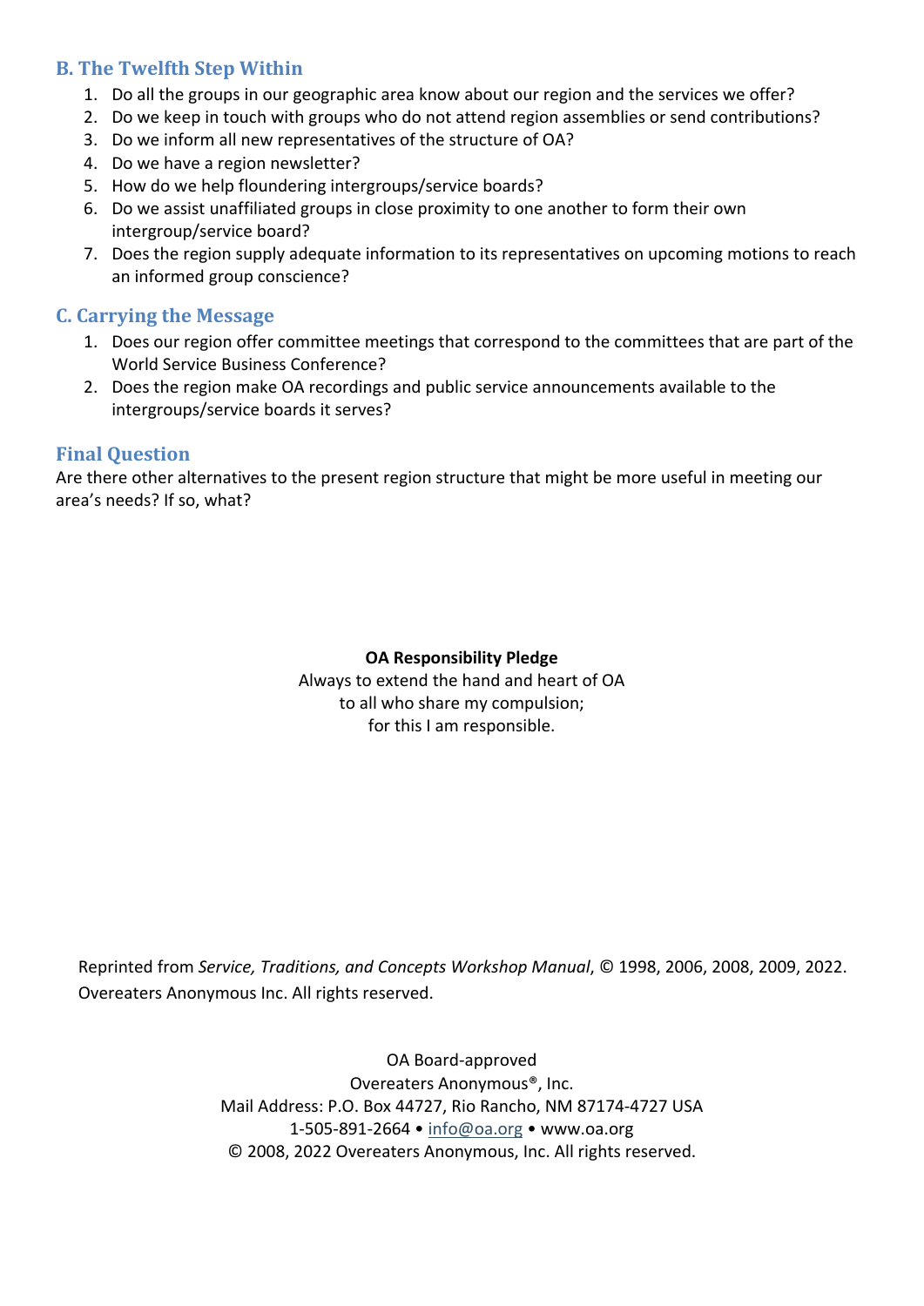### B. The Twelfth Step Within

1. Do all the groups in our geographic area know about our region and the services we offer?
2. Do we keep in touch with groups who do not attend region assemblies or send contributions?
3. Do we inform all new representatives of the structure of OA?
4. Do we have a region newsletter?
5. How do we help floundering intergroups/service boards?
6. Do we assist unaffiliated groups in close proximity to one another to form their own intergroup/service board?
7. Does the region supply adequate information to its representatives on upcoming motions to reach an informed group conscience?

### C. Carrying the Message

1. Does our region offer committee meetings that correspond to the committees that are part of the World Service Business Conference?
2. Does the region make OA recordings and public service announcements available to the intergroups/service boards it serves?

### Final Question

Are there other alternatives to the present region structure that might be more useful in meeting our area's needs? If so, what?

**OA Responsibility Pledge**
Always to extend the hand and heart of OA
to all who share my compulsion;
for this I am responsible.

Reprinted from *Service, Traditions, and Concepts Workshop Manual*, © 1998, 2006, 2008, 2009, 2022. Overeaters Anonymous Inc. All rights reserved.

OA Board-approved
Overeaters Anonymous®, Inc.
Mail Address: P.O. Box 44727, Rio Rancho, NM 87174-4727 USA
1-505-891-2664 • info@oa.org • www.oa.org
© 2008, 2022 Overeaters Anonymous, Inc. All rights reserved.